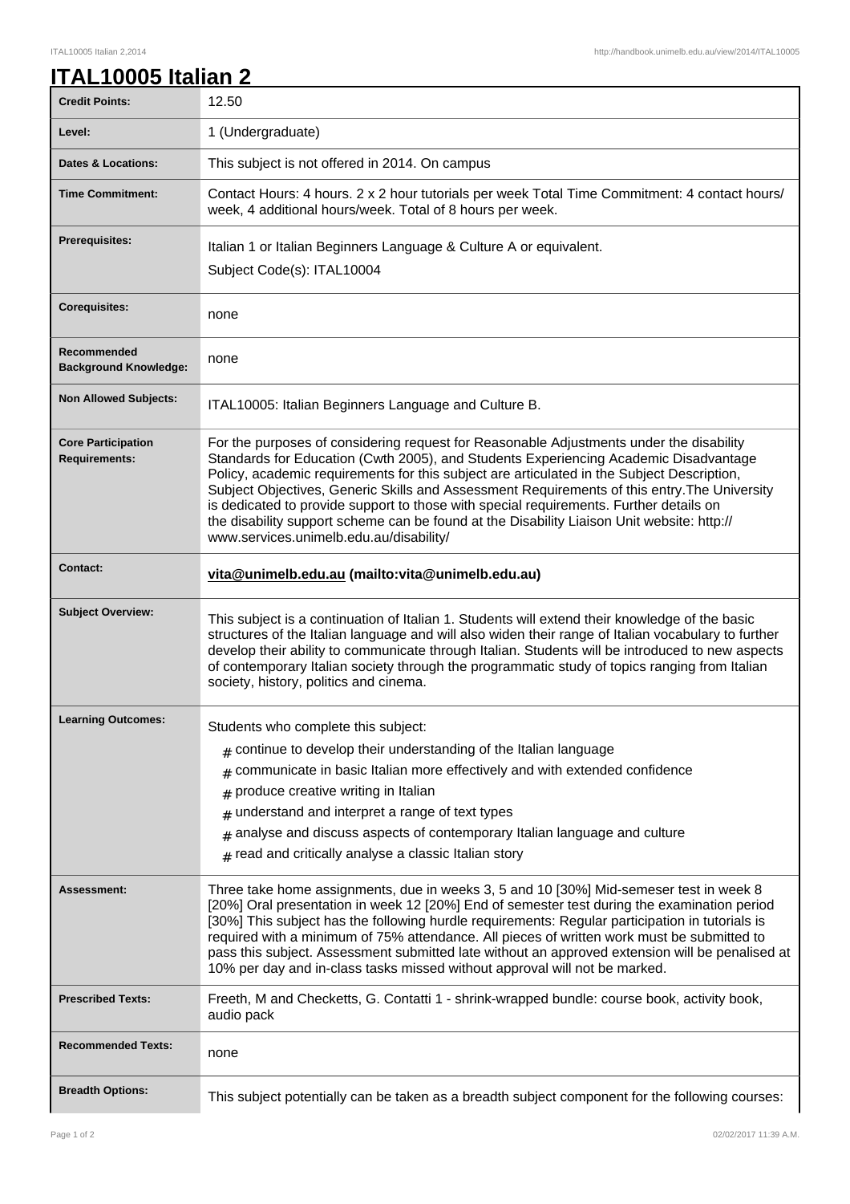# ITAL10005 Italian 2

| | |
|---|---|
| **Credit Points:** | 12.50 |
| **Level:** | 1 (Undergraduate) |
| **Dates & Locations:** | This subject is not offered in 2014. On campus |
| **Time Commitment:** | Contact Hours: 4 hours. 2 x 2 hour tutorials per week Total Time Commitment: 4 contact hours/ week, 4 additional hours/week. Total of 8 hours per week. |
| **Prerequisites:** | Italian 1 or Italian Beginners Language & Culture A or equivalent.<br>Subject Code(s): ITAL10004 |
| **Corequisites:** | none |
| **Recommended Background Knowledge:** | none |
| **Non Allowed Subjects:** | ITAL10005: Italian Beginners Language and Culture B. |
| **Core Participation Requirements:** | For the purposes of considering request for Reasonable Adjustments under the disability Standards for Education (Cwth 2005), and Students Experiencing Academic Disadvantage Policy, academic requirements for this subject are articulated in the Subject Description, Subject Objectives, Generic Skills and Assessment Requirements of this entry.The University is dedicated to provide support to those with special requirements. Further details on the disability support scheme can be found at the Disability Liaison Unit website: http:// www.services.unimelb.edu.au/disability/ |
| **Contact:** | **vita@unimelb.edu.au (mailto:vita@unimelb.edu.au)** |
| **Subject Overview:** | This subject is a continuation of Italian 1. Students will extend their knowledge of the basic structures of the Italian language and will also widen their range of Italian vocabulary to further develop their ability to communicate through Italian. Students will be introduced to new aspects of contemporary Italian society through the programmatic study of topics ranging from Italian society, history, politics and cinema. |
| **Learning Outcomes:** | Students who complete this subject:<br># continue to develop their understanding of the Italian language<br># communicate in basic Italian more effectively and with extended confidence<br># produce creative writing in Italian<br># understand and interpret a range of text types<br># analyse and discuss aspects of contemporary Italian language and culture<br># read and critically analyse a classic Italian story |
| **Assessment:** | Three take home assignments, due in weeks 3, 5 and 10 [30%] Mid-semeser test in week 8 [20%] Oral presentation in week 12 [20%] End of semester test during the examination period [30%] This subject has the following hurdle requirements: Regular participation in tutorials is required with a minimum of 75% attendance. All pieces of written work must be submitted to pass this subject. Assessment submitted late without an approved extension will be penalised at 10% per day and in-class tasks missed without approval will not be marked. |
| **Prescribed Texts:** | Freeth, M and Checketts, G. Contatti 1 - shrink-wrapped bundle: course book, activity book, audio pack |
| **Recommended Texts:** | none |
| **Breadth Options:** | This subject potentially can be taken as a breadth subject component for the following courses: |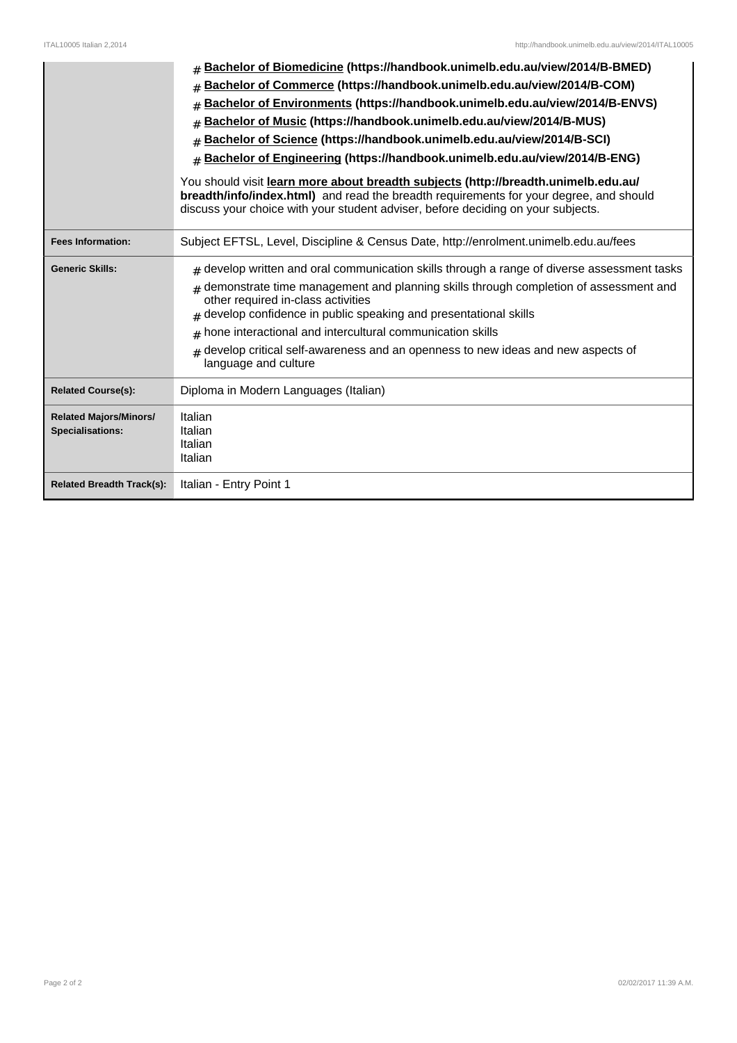| | |
|---|---|
| | # **Bachelor of Biomedicine (https://handbook.unimelb.edu.au/view/2014/B-BMED)**<br># **Bachelor of Commerce (https://handbook.unimelb.edu.au/view/2014/B-COM)**<br># **Bachelor of Environments (https://handbook.unimelb.edu.au/view/2014/B-ENVS)**<br># **Bachelor of Music (https://handbook.unimelb.edu.au/view/2014/B-MUS)**<br># **Bachelor of Science (https://handbook.unimelb.edu.au/view/2014/B-SCI)**<br># **Bachelor of Engineering (https://handbook.unimelb.edu.au/view/2014/B-ENG)**<br><br>You should visit **learn more about breadth subjects (http://breadth.unimelb.edu.au/breadth/info/index.html)** and read the breadth requirements for your degree, and should discuss your choice with your student adviser, before deciding on your subjects. |
| **Fees Information:** | Subject EFTSL, Level, Discipline & Census Date, http://enrolment.unimelb.edu.au/fees |
| **Generic Skills:** | # develop written and oral communication skills through a range of diverse assessment tasks<br># demonstrate time management and planning skills through completion of assessment and other required in-class activities<br># develop confidence in public speaking and presentational skills<br># hone interactional and intercultural communication skills<br># develop critical self-awareness and an openness to new ideas and new aspects of language and culture |
| **Related Course(s):** | Diploma in Modern Languages (Italian) |
| **Related Majors/Minors/ Specialisations:** | Italian<br>Italian<br>Italian<br>Italian |
| **Related Breadth Track(s):** | Italian - Entry Point 1 |